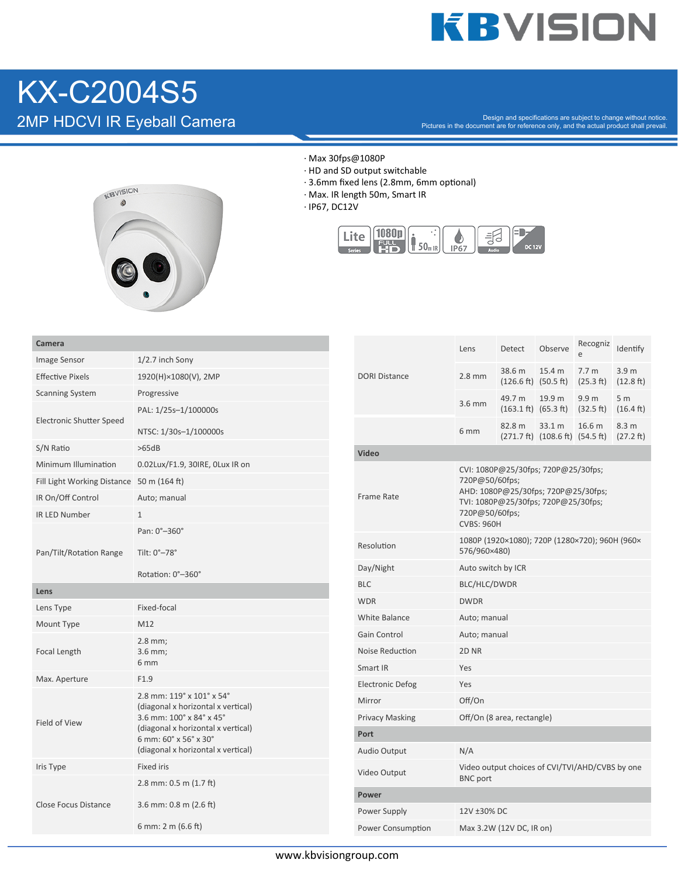# KX-C2004S5

## 2MP HDCVI IR Eyeball Camera

Design and specifications are subject to change without notice.
Pictures in the document are for reference only, and the actual product shall prevail.

- Max 30fps@1080P
- HD and SD output switchable
- 3.6mm fixed lens (2.8mm, 6mm optional)
- Max. IR length 50m, Smart IR
- IP67, DC12V

| Camera | |
|---|---|
| Image Sensor | 1/2.7 inch Sony |
| Effective Pixels | 1920(H)×1080(V), 2MP |
| Scanning System | Progressive |
| Electronic Shutter Speed | PAL: 1/25s–1/100000s<br>NTSC: 1/30s–1/100000s |
| S/N Ratio | >65dB |
| Minimum Illumination | 0.02Lux/F1.9, 30IRE, 0Lux IR on |
| Fill Light Working Distance | 50 m (164 ft) |
| IR On/Off Control | Auto; manual |
| IR LED Number | 1 |
| Pan/Tilt/Rotation Range | Pan: 0°–360°<br>Tilt: 0°–78°<br>Rotation: 0°–360° |
| **Lens** | |
| Lens Type | Fixed-focal |
| Mount Type | M12 |
| Focal Length | 2.8 mm;<br>3.6 mm;<br>6 mm |
| Max. Aperture | F1.9 |
| Field of View | 2.8 mm: 119° x 101° x 54° (diagonal x horizontal x vertical)<br>3.6 mm: 100° x 84° x 45° (diagonal x horizontal x vertical)<br>6 mm: 60° x 56° x 30° (diagonal x horizontal x vertical) |
| Iris Type | Fixed iris |
| Close Focus Distance | 2.8 mm: 0.5 m (1.7 ft)<br>3.6 mm: 0.8 m (2.6 ft)<br>6 mm: 2 m (6.6 ft) |

| | Lens | Detect | Observe | Recognize | Identify |
|---|---|---|---|---|---|
| DORI Distance | 2.8 mm | 38.6 m (126.6 ft) | 15.4 m (50.5 ft) | 7.7 m (25.3 ft) | 3.9 m (12.8 ft) |
| | 3.6 mm | 49.7 m (163.1 ft) | 19.9 m (65.3 ft) | 9.9 m (32.5 ft) | 5 m (16.4 ft) |
| | 6 mm | 82.8 m (271.7 ft) | 33.1 m (108.6 ft) | 16.6 m (54.5 ft) | 8.3 m (27.2 ft) |

| Video | |
|---|---|
| Frame Rate | CVI: 1080P@25/30fps; 720P@25/30fps; 720P@50/60fps;<br>AHD: 1080P@25/30fps; 720P@25/30fps;<br>TVI: 1080P@25/30fps; 720P@25/30fps; 720P@50/60fps;<br>CVBS: 960H |
| Resolution | 1080P (1920×1080); 720P (1280×720); 960H (960×576/960×480) |
| Day/Night | Auto switch by ICR |
| BLC | BLC/HLC/DWDR |
| WDR | DWDR |
| White Balance | Auto; manual |
| Gain Control | Auto; manual |
| Noise Reduction | 2D NR |
| Smart IR | Yes |
| Electronic Defog | Yes |
| Mirror | Off/On |
| Privacy Masking | Off/On (8 area, rectangle) |
| **Port** | |
| Audio Output | N/A |
| Video Output | Video output choices of CVI/TVI/AHD/CVBS by one BNC port |
| **Power** | |
| Power Supply | 12V ±30% DC |
| Power Consumption | Max 3.2W (12V DC, IR on) |

www.kbvisiongroup.com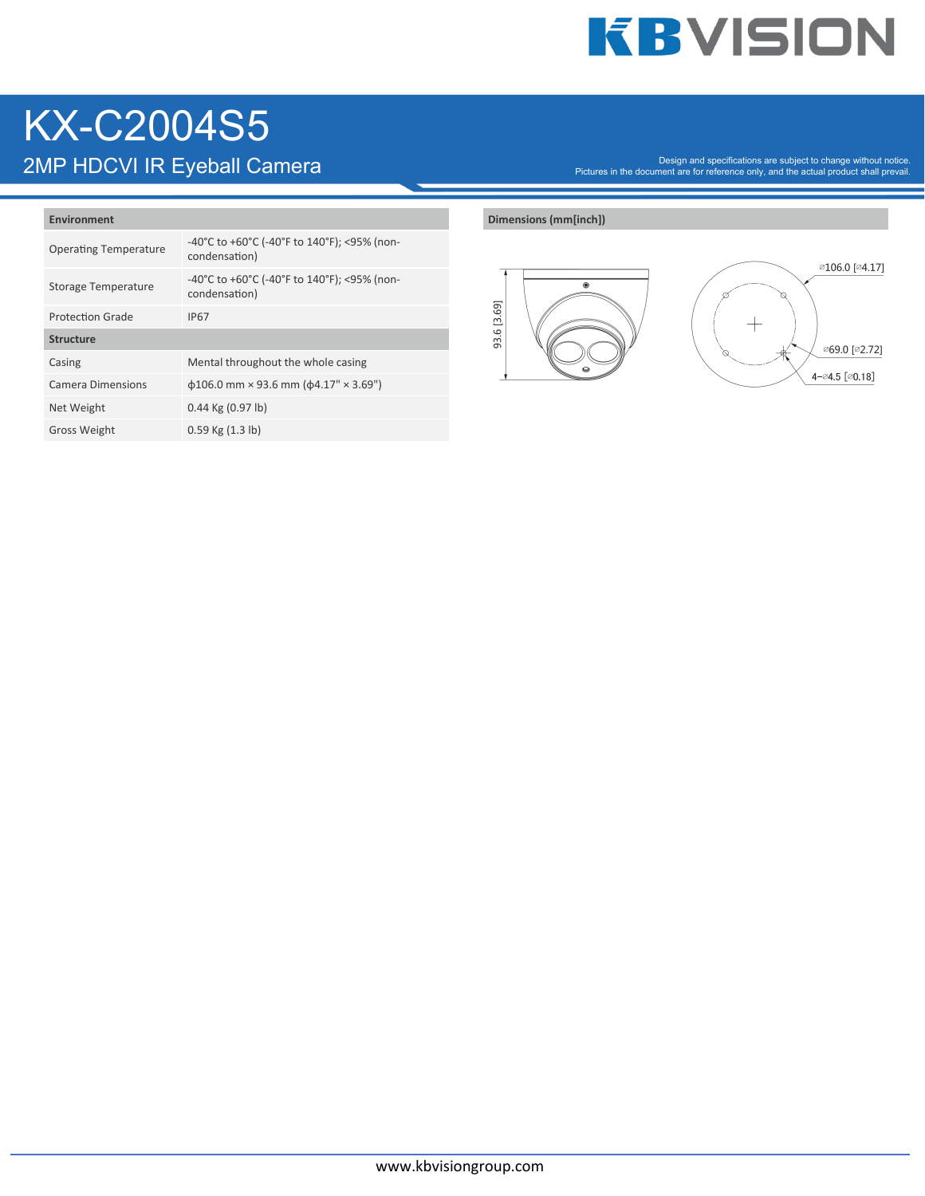# KX-C2004S5

## 2MP HDCVI IR Eyeball Camera

Design and specifications are subject to change without notice.
Pictures in the document are for reference only, and the actual product shall prevail.

| | |
|---|---|
| **Environment** | |
| Operating Temperature | -40°C to +60°C (-40°F to 140°F); <95% (non-condensation) |
| Storage Temperature | -40°C to +60°C (-40°F to 140°F); <95% (non-condensation) |
| Protection Grade | IP67 |
| **Structure** | |
| Casing | Mental throughout the whole casing |
| Camera Dimensions | ϕ106.0 mm × 93.6 mm (ϕ4.17" × 3.69") |
| Net Weight | 0.44 Kg (0.97 lb) |
| Gross Weight | 0.59 Kg (1.3 lb) |

**Dimensions (mm[inch])**

93.6 [3.69]

⌀106.0 [⌀4.17]

⌀69.0 [⌀2.72]

4–⌀4.5 [⌀0.18]

www.kbvisiongroup.com